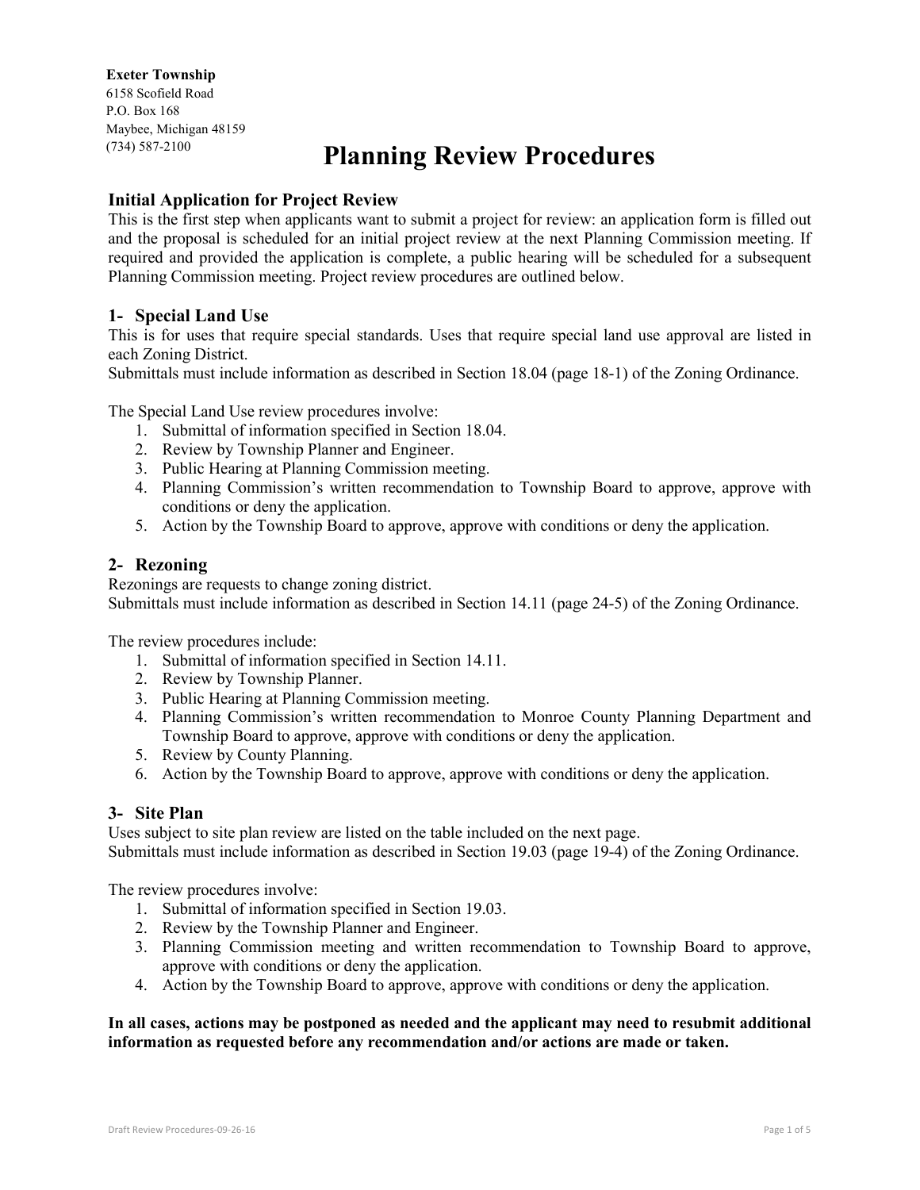**Exeter Township**
6158 Scofield Road
P.O. Box 168
Maybee, Michigan 48159
(734) 587-2100

# Planning Review Procedures

### Initial Application for Project Review

This is the first step when applicants want to submit a project for review: an application form is filled out and the proposal is scheduled for an initial project review at the next Planning Commission meeting. If required and provided the application is complete, a public hearing will be scheduled for a subsequent Planning Commission meeting. Project review procedures are outlined below.

### 1- Special Land Use

This is for uses that require special standards. Uses that require special land use approval are listed in each Zoning District.
Submittals must include information as described in Section 18.04 (page 18-1) of the Zoning Ordinance.

The Special Land Use review procedures involve:

1. Submittal of information specified in Section 18.04.
2. Review by Township Planner and Engineer.
3. Public Hearing at Planning Commission meeting.
4. Planning Commission's written recommendation to Township Board to approve, approve with conditions or deny the application.
5. Action by the Township Board to approve, approve with conditions or deny the application.

### 2- Rezoning

Rezonings are requests to change zoning district.
Submittals must include information as described in Section 14.11 (page 24-5) of the Zoning Ordinance.

The review procedures include:

1. Submittal of information specified in Section 14.11.
2. Review by Township Planner.
3. Public Hearing at Planning Commission meeting.
4. Planning Commission's written recommendation to Monroe County Planning Department and Township Board to approve, approve with conditions or deny the application.
5. Review by County Planning.
6. Action by the Township Board to approve, approve with conditions or deny the application.

### 3- Site Plan

Uses subject to site plan review are listed on the table included on the next page.
Submittals must include information as described in Section 19.03 (page 19-4) of the Zoning Ordinance.

The review procedures involve:

1. Submittal of information specified in Section 19.03.
2. Review by the Township Planner and Engineer.
3. Planning Commission meeting and written recommendation to Township Board to approve, approve with conditions or deny the application.
4. Action by the Township Board to approve, approve with conditions or deny the application.

**In all cases, actions may be postponed as needed and the applicant may need to resubmit additional information as requested before any recommendation and/or actions are made or taken.**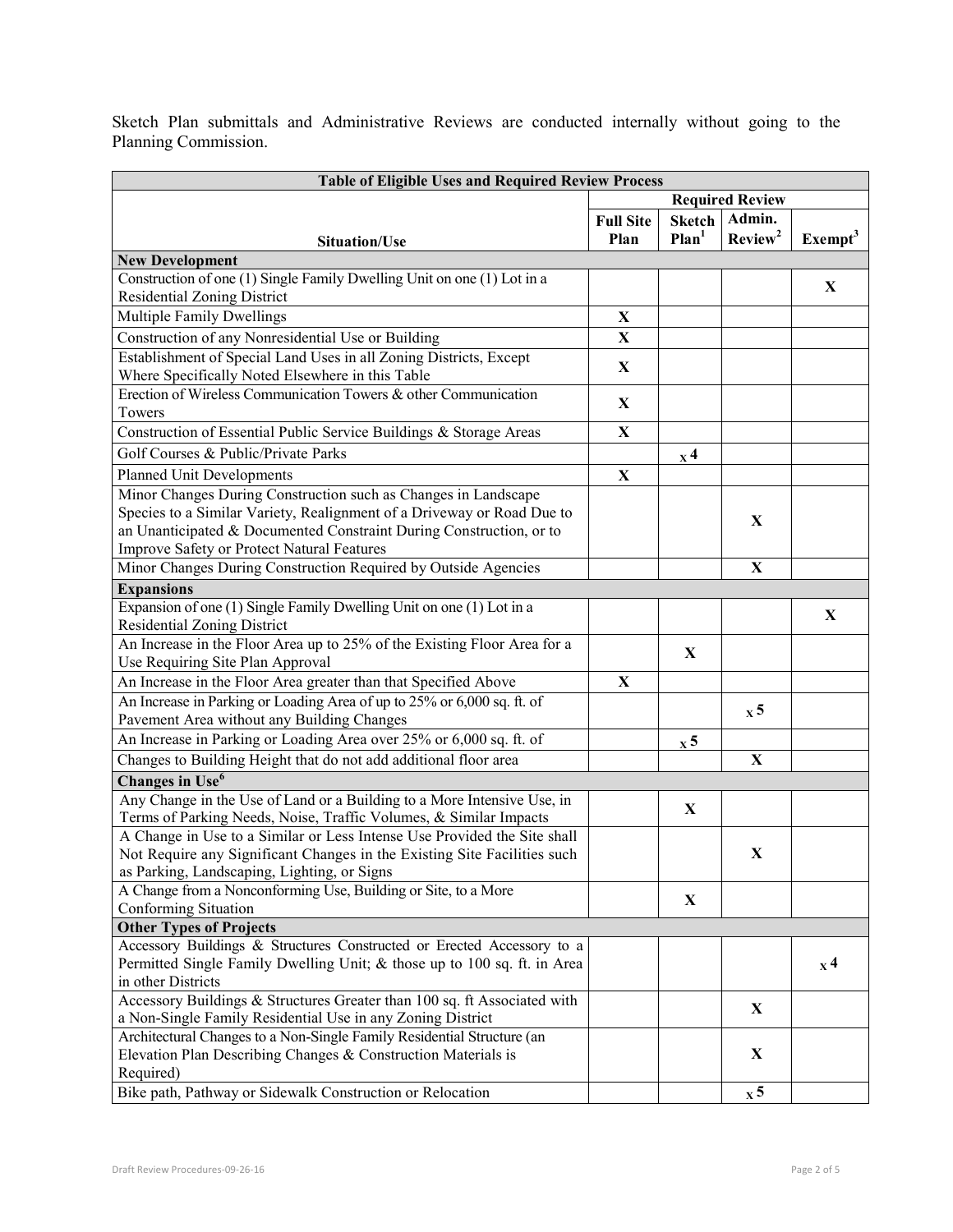Sketch Plan submittals and Administrative Reviews are conducted internally without going to the Planning Commission.

| Table of Eligible Uses and Required Review Process | | | | |
|---|---|---|---|---|
| | Required Review | | | |
| Situation/Use | Full Site Plan | Sketch Plan[1] | Admin. Review[2] | Exempt[3] |
| **New Development** | | | | |
| Construction of one (1) Single Family Dwelling Unit on one (1) Lot in a Residential Zoning District | | | | X |
| Multiple Family Dwellings | X | | | |
| Construction of any Nonresidential Use or Building | X | | | |
| Establishment of Special Land Uses in all Zoning Districts, Except Where Specifically Noted Elsewhere in this Table | X | | | |
| Erection of Wireless Communication Towers & other Communication Towers | X | | | |
| Construction of Essential Public Service Buildings & Storage Areas | X | | | |
| Golf Courses & Public/Private Parks | | X 4 | | |
| Planned Unit Developments | X | | | |
| Minor Changes During Construction such as Changes in Landscape Species to a Similar Variety, Realignment of a Driveway or Road Due to an Unanticipated & Documented Constraint During Construction, or to Improve Safety or Protect Natural Features | | | X | |
| Minor Changes During Construction Required by Outside Agencies | | | X | |
| **Expansions** | | | | |
| Expansion of one (1) Single Family Dwelling Unit on one (1) Lot in a Residential Zoning District | | | | X |
| An Increase in the Floor Area up to 25% of the Existing Floor Area for a Use Requiring Site Plan Approval | | X | | |
| An Increase in the Floor Area greater than that Specified Above | X | | | |
| An Increase in Parking or Loading Area of up to 25% or 6,000 sq. ft. of Pavement Area without any Building Changes | | | X 5 | |
| An Increase in Parking or Loading Area over 25% or 6,000 sq. ft. of | | X 5 | | |
| Changes to Building Height that do not add additional floor area | | | X | |
| **Changes in Use[6]** | | | | |
| Any Change in the Use of Land or a Building to a More Intensive Use, in Terms of Parking Needs, Noise, Traffic Volumes, & Similar Impacts | | X | | |
| A Change in Use to a Similar or Less Intense Use Provided the Site shall Not Require any Significant Changes in the Existing Site Facilities such as Parking, Landscaping, Lighting, or Signs | | | X | |
| A Change from a Nonconforming Use, Building or Site, to a More Conforming Situation | | X | | |
| **Other Types of Projects** | | | | |
| Accessory Buildings & Structures Constructed or Erected Accessory to a Permitted Single Family Dwelling Unit; & those up to 100 sq. ft. in Area in other Districts | | | | X 4 |
| Accessory Buildings & Structures Greater than 100 sq. ft Associated with a Non-Single Family Residential Use in any Zoning District | | | X | |
| Architectural Changes to a Non-Single Family Residential Structure (an Elevation Plan Describing Changes & Construction Materials is Required) | | | X | |
| Bike path, Pathway or Sidewalk Construction or Relocation | | | X 5 | |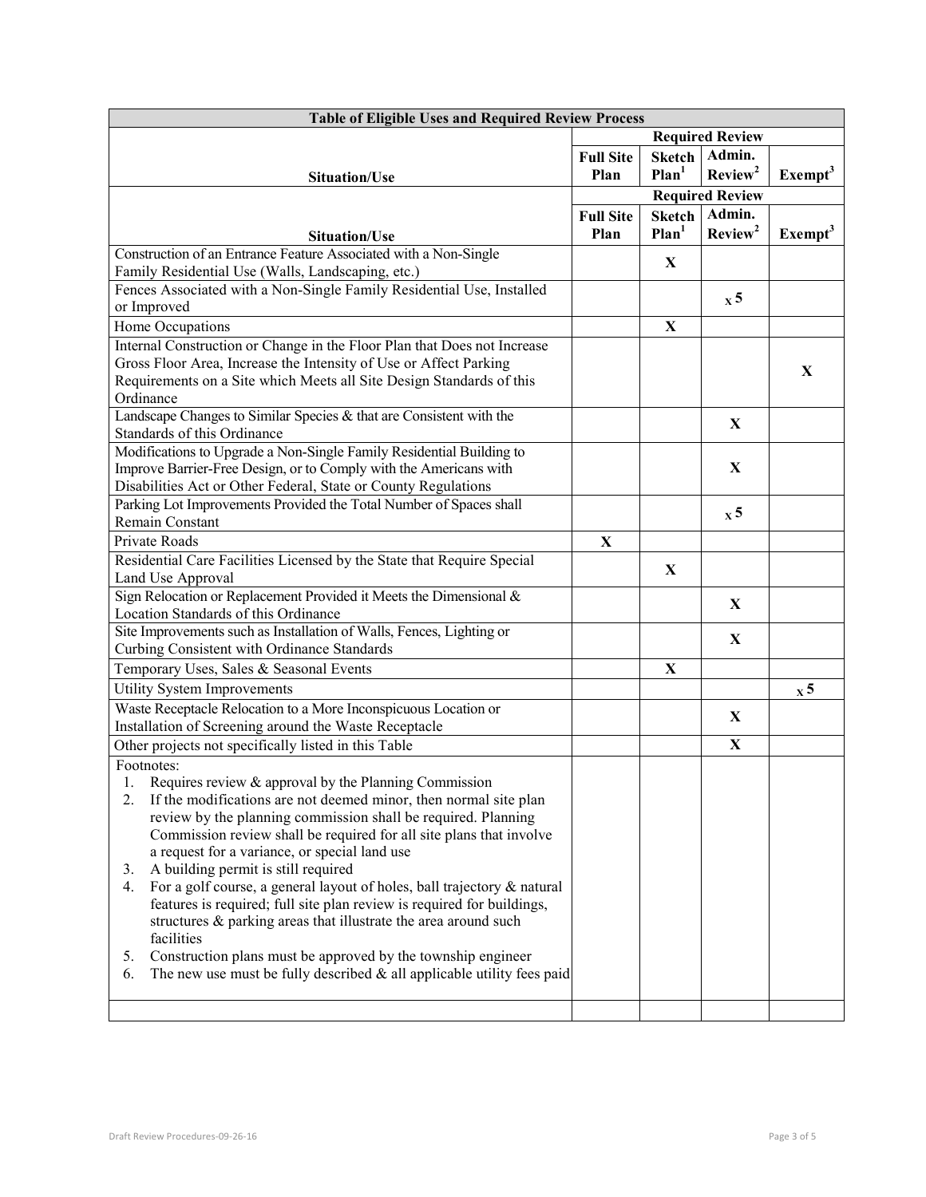| Table of Eligible Uses and Required Review Process | | | | |
|---|---|---|---|---|
| | Required Review | | | |
| Situation/Use | Full Site Plan | Sketch Plan[1] | Admin. Review[2] | Exempt[3] |
| | Required Review | | | |
| Situation/Use | Full Site Plan | Sketch Plan[1] | Admin. Review[2] | Exempt[3] |
| Construction of an Entrance Feature Associated with a Non-Single Family Residential Use (Walls, Landscaping, etc.) | | X | | |
| Fences Associated with a Non-Single Family Residential Use, Installed or Improved | | | X 5 | |
| Home Occupations | | X | | |
| Internal Construction or Change in the Floor Plan that Does not Increase Gross Floor Area, Increase the Intensity of Use or Affect Parking Requirements on a Site which Meets all Site Design Standards of this Ordinance | | | | X |
| Landscape Changes to Similar Species & that are Consistent with the Standards of this Ordinance | | | X | |
| Modifications to Upgrade a Non-Single Family Residential Building to Improve Barrier-Free Design, or to Comply with the Americans with Disabilities Act or Other Federal, State or County Regulations | | | X | |
| Parking Lot Improvements Provided the Total Number of Spaces shall Remain Constant | | | X 5 | |
| Private Roads | X | | | |
| Residential Care Facilities Licensed by the State that Require Special Land Use Approval | | X | | |
| Sign Relocation or Replacement Provided it Meets the Dimensional & Location Standards of this Ordinance | | | X | |
| Site Improvements such as Installation of Walls, Fences, Lighting or Curbing Consistent with Ordinance Standards | | | X | |
| Temporary Uses, Sales & Seasonal Events | | X | | |
| Utility System Improvements | | | | X 5 |
| Waste Receptacle Relocation to a More Inconspicuous Location or Installation of Screening around the Waste Receptacle | | | X | |
| Other projects not specifically listed in this Table | | | X | |
| Footnotes:<br>1. Requires review & approval by the Planning Commission<br>2. If the modifications are not deemed minor, then normal site plan review by the planning commission shall be required. Planning Commission review shall be required for all site plans that involve a request for a variance, or special land use<br>3. A building permit is still required<br>4. For a golf course, a general layout of holes, ball trajectory & natural features is required; full site plan review is required for buildings, structures & parking areas that illustrate the area around such facilities<br>5. Construction plans must be approved by the township engineer<br>6. The new use must be fully described & all applicable utility fees paid | | | | |
| | | | | |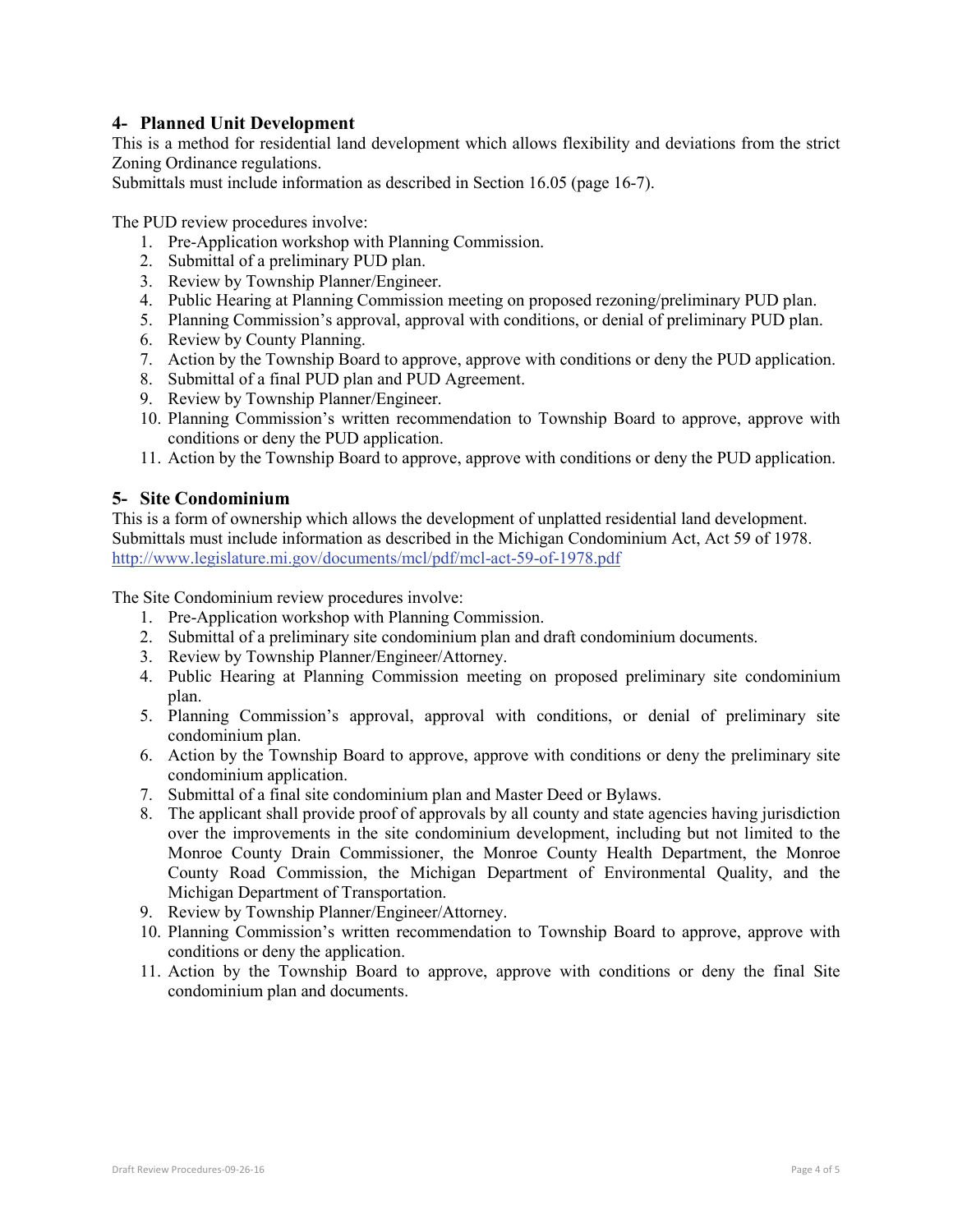## 4- Planned Unit Development

This is a method for residential land development which allows flexibility and deviations from the strict Zoning Ordinance regulations.
Submittals must include information as described in Section 16.05 (page 16-7).

The PUD review procedures involve:

1. Pre-Application workshop with Planning Commission.
2. Submittal of a preliminary PUD plan.
3. Review by Township Planner/Engineer.
4. Public Hearing at Planning Commission meeting on proposed rezoning/preliminary PUD plan.
5. Planning Commission's approval, approval with conditions, or denial of preliminary PUD plan.
6. Review by County Planning.
7. Action by the Township Board to approve, approve with conditions or deny the PUD application.
8. Submittal of a final PUD plan and PUD Agreement.
9. Review by Township Planner/Engineer.
10. Planning Commission's written recommendation to Township Board to approve, approve with conditions or deny the PUD application.
11. Action by the Township Board to approve, approve with conditions or deny the PUD application.

## 5- Site Condominium

This is a form of ownership which allows the development of unplatted residential land development.
Submittals must include information as described in the Michigan Condominium Act, Act 59 of 1978.
http://www.legislature.mi.gov/documents/mcl/pdf/mcl-act-59-of-1978.pdf

The Site Condominium review procedures involve:

1. Pre-Application workshop with Planning Commission.
2. Submittal of a preliminary site condominium plan and draft condominium documents.
3. Review by Township Planner/Engineer/Attorney.
4. Public Hearing at Planning Commission meeting on proposed preliminary site condominium plan.
5. Planning Commission's approval, approval with conditions, or denial of preliminary site condominium plan.
6. Action by the Township Board to approve, approve with conditions or deny the preliminary site condominium application.
7. Submittal of a final site condominium plan and Master Deed or Bylaws.
8. The applicant shall provide proof of approvals by all county and state agencies having jurisdiction over the improvements in the site condominium development, including but not limited to the Monroe County Drain Commissioner, the Monroe County Health Department, the Monroe County Road Commission, the Michigan Department of Environmental Quality, and the Michigan Department of Transportation.
9. Review by Township Planner/Engineer/Attorney.
10. Planning Commission's written recommendation to Township Board to approve, approve with conditions or deny the application.
11. Action by the Township Board to approve, approve with conditions or deny the final Site condominium plan and documents.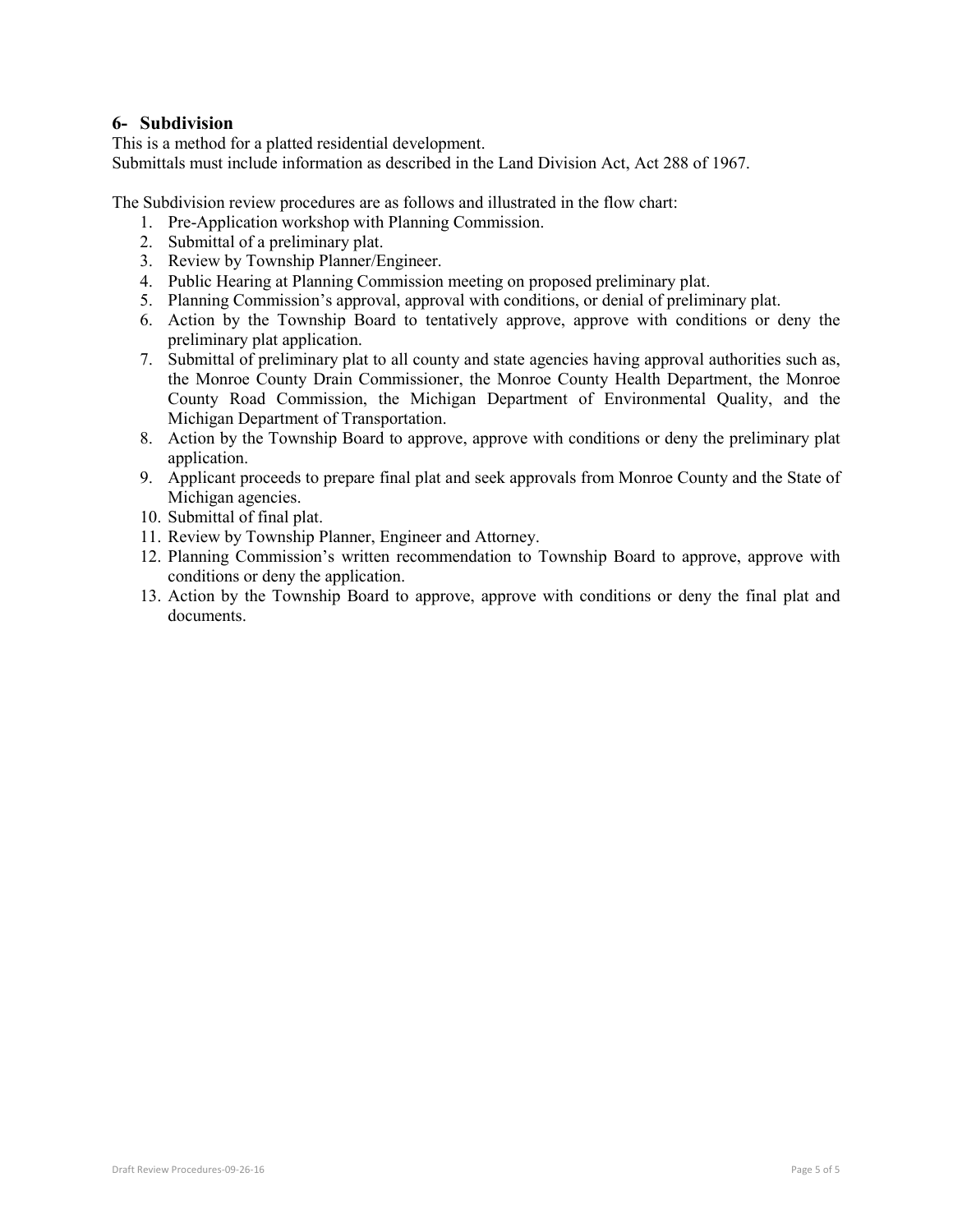## 6- Subdivision

This is a method for a platted residential development.
Submittals must include information as described in the Land Division Act, Act 288 of 1967.

The Subdivision review procedures are as follows and illustrated in the flow chart:

1. Pre-Application workshop with Planning Commission.
2. Submittal of a preliminary plat.
3. Review by Township Planner/Engineer.
4. Public Hearing at Planning Commission meeting on proposed preliminary plat.
5. Planning Commission's approval, approval with conditions, or denial of preliminary plat.
6. Action by the Township Board to tentatively approve, approve with conditions or deny the preliminary plat application.
7. Submittal of preliminary plat to all county and state agencies having approval authorities such as, the Monroe County Drain Commissioner, the Monroe County Health Department, the Monroe County Road Commission, the Michigan Department of Environmental Quality, and the Michigan Department of Transportation.
8. Action by the Township Board to approve, approve with conditions or deny the preliminary plat application.
9. Applicant proceeds to prepare final plat and seek approvals from Monroe County and the State of Michigan agencies.
10. Submittal of final plat.
11. Review by Township Planner, Engineer and Attorney.
12. Planning Commission's written recommendation to Township Board to approve, approve with conditions or deny the application.
13. Action by the Township Board to approve, approve with conditions or deny the final plat and documents.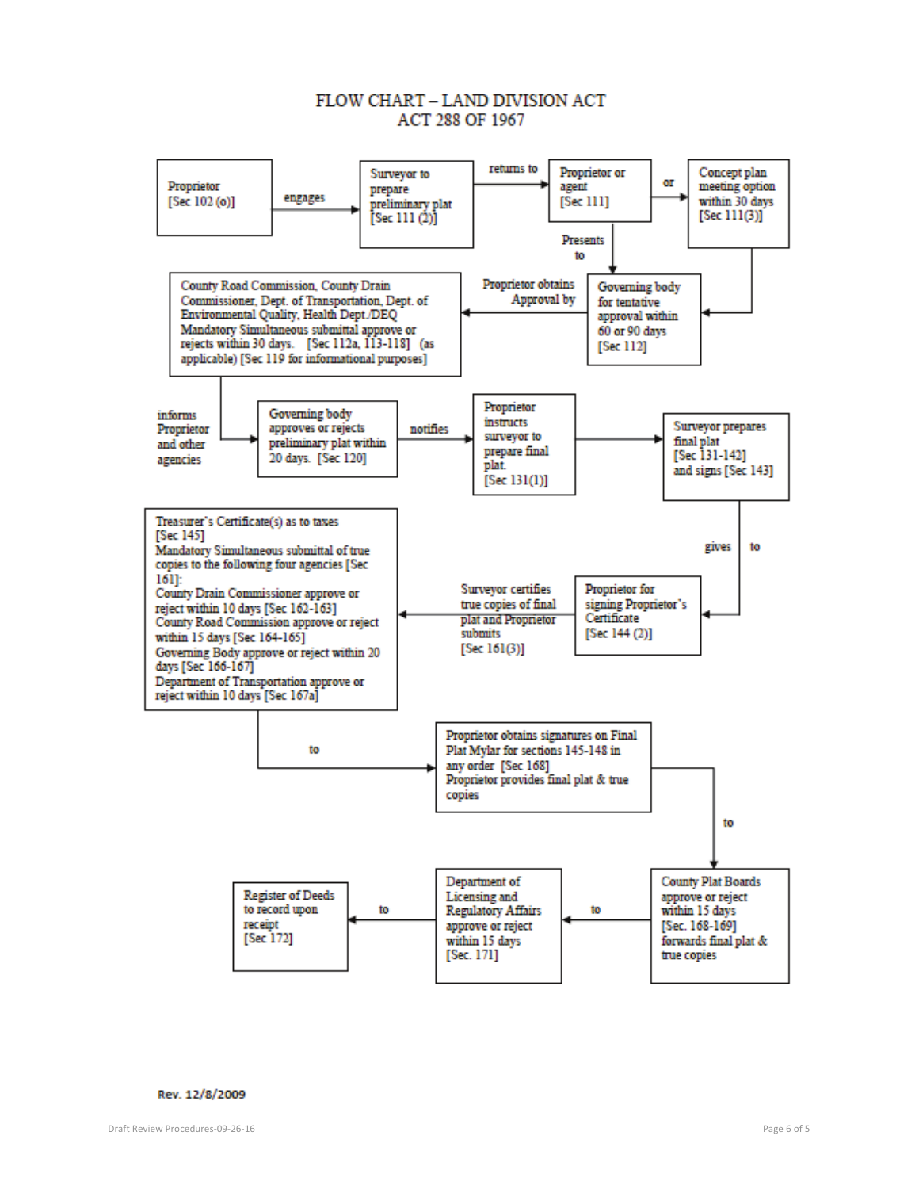# FLOW CHART – LAND DIVISION ACT
## ACT 288 OF 1967

Proprietor [Sec 102 (o)]

engages

Surveyor to prepare preliminary plat [Sec 111 (2)]

returns to

Proprietor or agent [Sec 111]

or

Concept plan meeting option within 30 days [Sec 111(3)]

Presents to

Governing body for tentative approval within 60 or 90 days [Sec 112]

Proprietor obtains Approval by

County Road Commission, County Drain Commissioner, Dept. of Transportation, Dept. of Environmental Quality, Health Dept./DEQ Mandatory Simultaneous submittal approve or rejects within 30 days. [Sec 112a, 113-118] (as applicable) [Sec 119 for informational purposes]

informs Proprietor and other agencies

Governing body approves or rejects preliminary plat within 20 days. [Sec 120]

notifies

Proprietor instructs surveyor to prepare final plat. [Sec 131(1)]

Surveyor prepares final plat [Sec 131-142] and signs [Sec 143]

gives to

Proprietor for signing Proprietor's Certificate [Sec 144 (2)]

Surveyor certifies true copies of final plat and Proprietor submits [Sec 161(3)]

Treasurer's Certificate(s) as to taxes [Sec 145]
Mandatory Simultaneous submittal of true copies to the following four agencies [Sec 161]:
County Drain Commissioner approve or reject within 10 days [Sec 162-163]
County Road Commission approve or reject within 15 days [Sec 164-165]
Governing Body approve or reject within 20 days [Sec 166-167]
Department of Transportation approve or reject within 10 days [Sec 167a]

to

Proprietor obtains signatures on Final Plat Mylar for sections 145-148 in any order [Sec 168]
Proprietor provides final plat & true copies

to

County Plat Boards approve or reject within 15 days [Sec. 168-169] forwards final plat & true copies

to

Department of Licensing and Regulatory Affairs approve or reject within 15 days [Sec. 171]

to

Register of Deeds to record upon receipt [Sec 172]

Rev. 12/8/2009